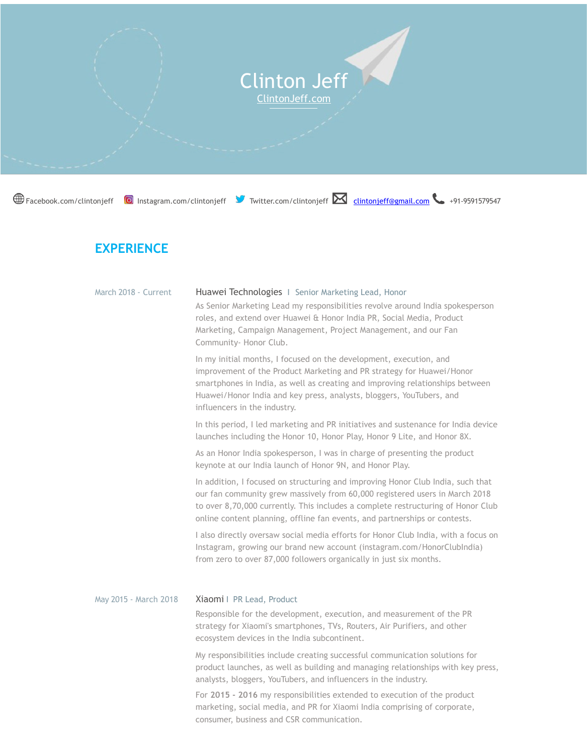# Clinton Jeff

ClintonJeff.com

Facebook.com/clintonjeff Instagram.com/clintonjeff Twitter.com/clintonjeff clintonjeff@gmail.com +91-9591579547

## EXPERIENCE

March 2018 - Current

### Huawei Technologies | Senior Marketing Lead, Honor

As Senior Marketing Lead my responsibilities revolve around India spokesperson roles, and extend over Huawei & Honor India PR, Social Media, Product Marketing, Campaign Management, Project Management, and our Fan Community- Honor Club.

In my initial months, I focused on the development, execution, and improvement of the Product Marketing and PR strategy for Huawei/Honor smartphones in India, as well as creating and improving relationships between Huawei/Honor India and key press, analysts, bloggers, YouTubers, and influencers in the industry.

In this period, I led marketing and PR initiatives and sustenance for India device launches including the Honor 10, Honor Play, Honor 9 Lite, and Honor 8X.

As an Honor India spokesperson, I was in charge of presenting the product keynote at our India launch of Honor 9N, and Honor Play.

In addition, I focused on structuring and improving Honor Club India, such that our fan community grew massively from 60,000 registered users in March 2018 to over 8,70,000 currently. This includes a complete restructuring of Honor Club online content planning, offline fan events, and partnerships or contests.

I also directly oversaw social media efforts for Honor Club India, with a focus on Instagram, growing our brand new account (instagram.com/HonorClubIndia) from zero to over 87,000 followers organically in just six months.

May 2015 - March 2018

### Xiaomi | PR Lead, Product

Responsible for the development, execution, and measurement of the PR strategy for Xiaomi's smartphones, TVs, Routers, Air Purifiers, and other ecosystem devices in the India subcontinent.

My responsibilities include creating successful communication solutions for product launches, as well as building and managing relationships with key press, analysts, bloggers, YouTubers, and influencers in the industry.

For **2015 - 2016** my responsibilities extended to execution of the product marketing, social media, and PR for Xiaomi India comprising of corporate, consumer, business and CSR communication.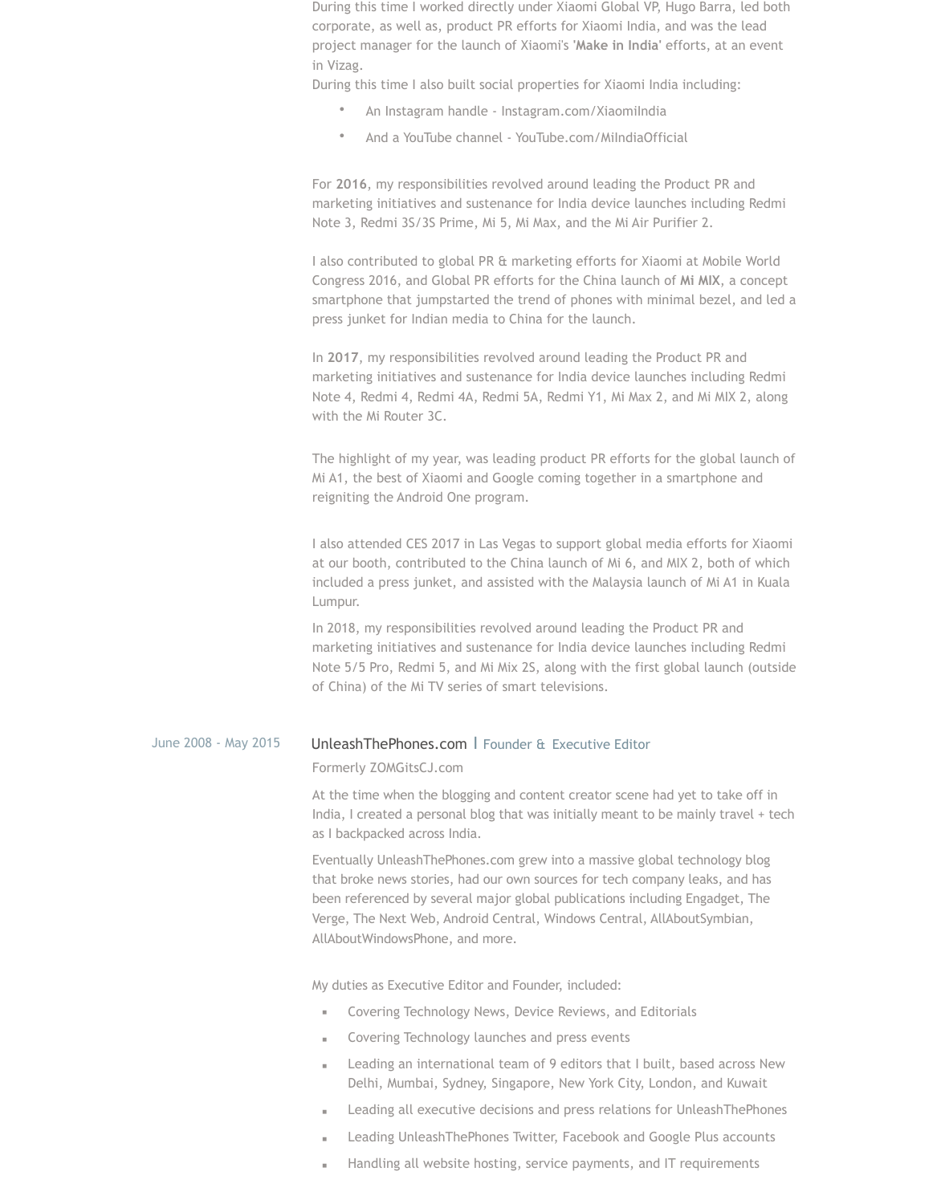During this time I worked directly under Xiaomi Global VP, Hugo Barra, led both corporate, as well as, product PR efforts for Xiaomi India, and was the lead project manager for the launch of Xiaomi's '**Make in India**' efforts, at an event in Vizag.

During this time I also built social properties for Xiaomi India including:

- An Instagram handle - Instagram.com/XiaomiIndia
- And a YouTube channel - YouTube.com/MiIndiaOfficial

For **2016**, my responsibilities revolved around leading the Product PR and marketing initiatives and sustenance for India device launches including Redmi Note 3, Redmi 3S/3S Prime, Mi 5, Mi Max, and the Mi Air Purifier 2.

I also contributed to global PR & marketing efforts for Xiaomi at Mobile World Congress 2016, and Global PR efforts for the China launch of **Mi MIX**, a concept smartphone that jumpstarted the trend of phones with minimal bezel, and led a press junket for Indian media to China for the launch.

In **2017**, my responsibilities revolved around leading the Product PR and marketing initiatives and sustenance for India device launches including Redmi Note 4, Redmi 4, Redmi 4A, Redmi 5A, Redmi Y1, Mi Max 2, and Mi MIX 2, along with the Mi Router 3C.

The highlight of my year, was leading product PR efforts for the global launch of Mi A1, the best of Xiaomi and Google coming together in a smartphone and reigniting the Android One program.

I also attended CES 2017 in Las Vegas to support global media efforts for Xiaomi at our booth, contributed to the China launch of Mi 6, and MIX 2, both of which included a press junket, and assisted with the Malaysia launch of Mi A1 in Kuala Lumpur.

In 2018, my responsibilities revolved around leading the Product PR and marketing initiatives and sustenance for India device launches including Redmi Note 5/5 Pro, Redmi 5, and Mi Mix 2S, along with the first global launch (outside of China) of the Mi TV series of smart televisions.

June 2008 - May 2015

### UnleashThePhones.com | Founder & Executive Editor

Formerly ZOMGitsCJ.com

At the time when the blogging and content creator scene had yet to take off in India, I created a personal blog that was initially meant to be mainly travel + tech as I backpacked across India.

Eventually UnleashThePhones.com grew into a massive global technology blog that broke news stories, had our own sources for tech company leaks, and has been referenced by several major global publications including Engadget, The Verge, The Next Web, Android Central, Windows Central, AllAboutSymbian, AllAboutWindowsPhone, and more.

My duties as Executive Editor and Founder, included:

- Covering Technology News, Device Reviews, and Editorials
- Covering Technology launches and press events
- Leading an international team of 9 editors that I built, based across New Delhi, Mumbai, Sydney, Singapore, New York City, London, and Kuwait
- Leading all executive decisions and press relations for UnleashThePhones
- Leading UnleashThePhones Twitter, Facebook and Google Plus accounts
- Handling all website hosting, service payments, and IT requirements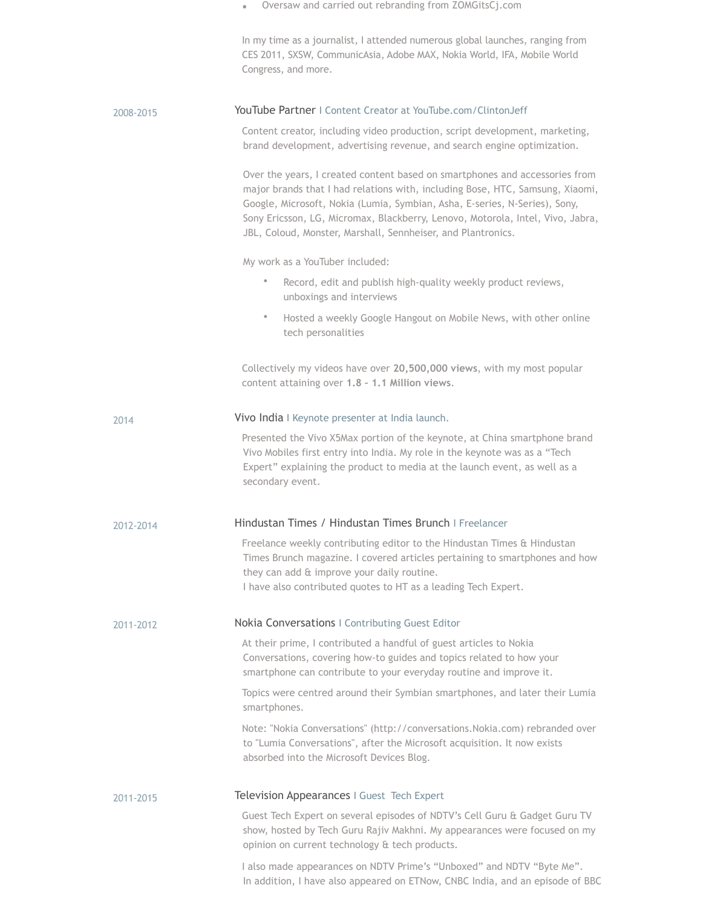- Oversaw and carried out rebranding from ZOMGitsCj.com

In my time as a journalist, I attended numerous global launches, ranging from CES 2011, SXSW, CommunicAsia, Adobe MAX, Nokia World, IFA, Mobile World Congress, and more.

2008-2015

### YouTube Partner | Content Creator at YouTube.com/ClintonJeff

Content creator, including video production, script development, marketing, brand development, advertising revenue, and search engine optimization.

Over the years, I created content based on smartphones and accessories from major brands that I had relations with, including Bose, HTC, Samsung, Xiaomi, Google, Microsoft, Nokia (Lumia, Symbian, Asha, E-series, N-Series), Sony, Sony Ericsson, LG, Micromax, Blackberry, Lenovo, Motorola, Intel, Vivo, Jabra, JBL, Coloud, Monster, Marshall, Sennheiser, and Plantronics.

My work as a YouTuber included:

- Record, edit and publish high-quality weekly product reviews, unboxings and interviews
- Hosted a weekly Google Hangout on Mobile News, with other online tech personalities

Collectively my videos have over **20,500,000 views**, with my most popular content attaining over **1.8 – 1.1 Million views**.

2014

### Vivo India | Keynote presenter at India launch.

Presented the Vivo X5Max portion of the keynote, at China smartphone brand Vivo Mobiles first entry into India. My role in the keynote was as a "Tech Expert" explaining the product to media at the launch event, as well as a secondary event.

2012-2014

### Hindustan Times / Hindustan Times Brunch | Freelancer

Freelance weekly contributing editor to the Hindustan Times & Hindustan Times Brunch magazine. I covered articles pertaining to smartphones and how they can add & improve your daily routine.
I have also contributed quotes to HT as a leading Tech Expert.

2011-2012

### Nokia Conversations | Contributing Guest Editor

At their prime, I contributed a handful of guest articles to Nokia Conversations, covering how-to guides and topics related to how your smartphone can contribute to your everyday routine and improve it.

Topics were centred around their Symbian smartphones, and later their Lumia smartphones.

Note: "Nokia Conversations" (http://conversations.Nokia.com) rebranded over to "Lumia Conversations", after the Microsoft acquisition. It now exists absorbed into the Microsoft Devices Blog.

2011-2015

### Television Appearances | Guest Tech Expert

Guest Tech Expert on several episodes of NDTV's Cell Guru & Gadget Guru TV show, hosted by Tech Guru Rajiv Makhni. My appearances were focused on my opinion on current technology & tech products.

I also made appearances on NDTV Prime's "Unboxed" and NDTV "Byte Me". In addition, I have also appeared on ETNow, CNBC India, and an episode of BBC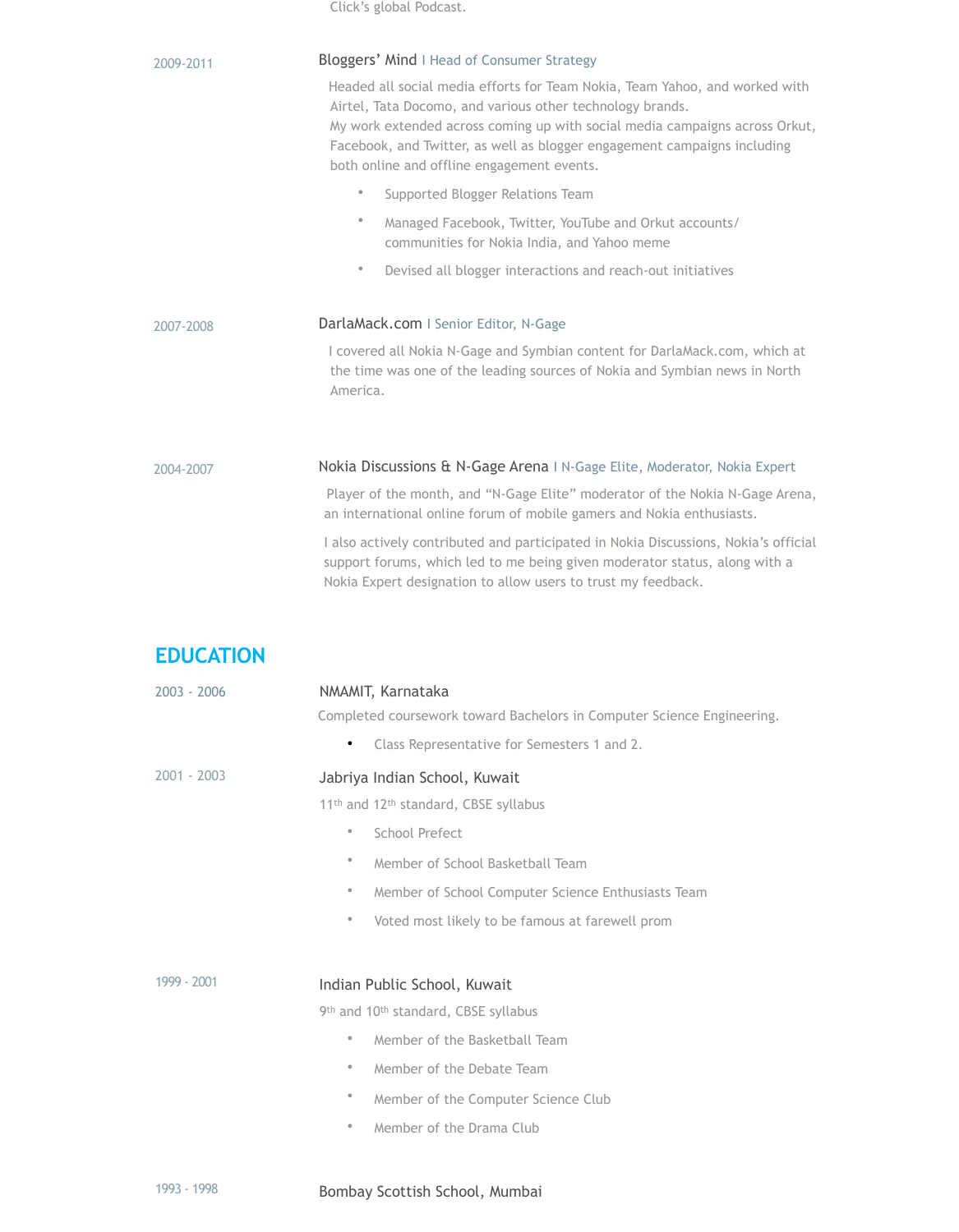Click's global Podcast.

2009-2011

**Bloggers' Mind** | Head of Consumer Strategy

Headed all social media efforts for Team Nokia, Team Yahoo, and worked with Airtel, Tata Docomo, and various other technology brands.
My work extended across coming up with social media campaigns across Orkut, Facebook, and Twitter, as well as blogger engagement campaigns including both online and offline engagement events.

- Supported Blogger Relations Team
- Managed Facebook, Twitter, YouTube and Orkut accounts/ communities for Nokia India, and Yahoo meme
- Devised all blogger interactions and reach-out initiatives

2007-2008

**DarlaMack.com** | Senior Editor, N-Gage

I covered all Nokia N-Gage and Symbian content for DarlaMack.com, which at the time was one of the leading sources of Nokia and Symbian news in North America.

2004-2007

**Nokia Discussions & N-Gage Arena** | N-Gage Elite, Moderator, Nokia Expert

Player of the month, and "N-Gage Elite" moderator of the Nokia N-Gage Arena, an international online forum of mobile gamers and Nokia enthusiasts.

I also actively contributed and participated in Nokia Discussions, Nokia's official support forums, which led to me being given moderator status, along with a Nokia Expert designation to allow users to trust my feedback.

## EDUCATION

2003 - 2006

**NMAMIT, Karnataka**

Completed coursework toward Bachelors in Computer Science Engineering.

- Class Representative for Semesters 1 and 2.

2001 - 2003

**Jabriya Indian School, Kuwait**

11th and 12th standard, CBSE syllabus

- School Prefect
- Member of School Basketball Team
- Member of School Computer Science Enthusiasts Team
- Voted most likely to be famous at farewell prom

1999 - 2001

**Indian Public School, Kuwait**

9th and 10th standard, CBSE syllabus

- Member of the Basketball Team
- Member of the Debate Team
- Member of the Computer Science Club
- Member of the Drama Club

1993 - 1998

**Bombay Scottish School, Mumbai**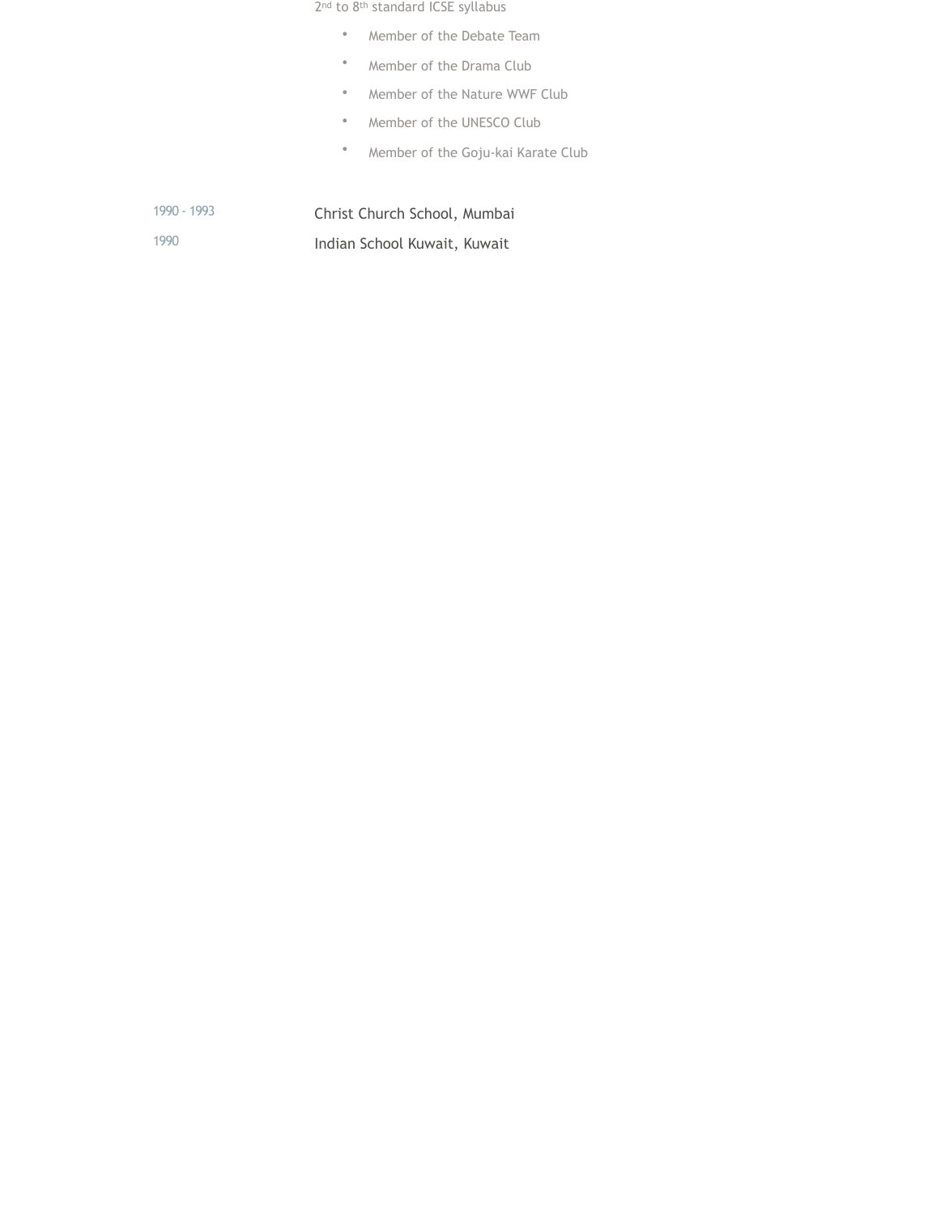2[nd] to 8[th] standard ICSE syllabus

- Member of the Debate Team
- Member of the Drama Club
- Member of the Nature WWF Club
- Member of the UNESCO Club
- Member of the Goju-kai Karate Club

1990 - 1993 Christ Church School, Mumbai

1990 Indian School Kuwait, Kuwait